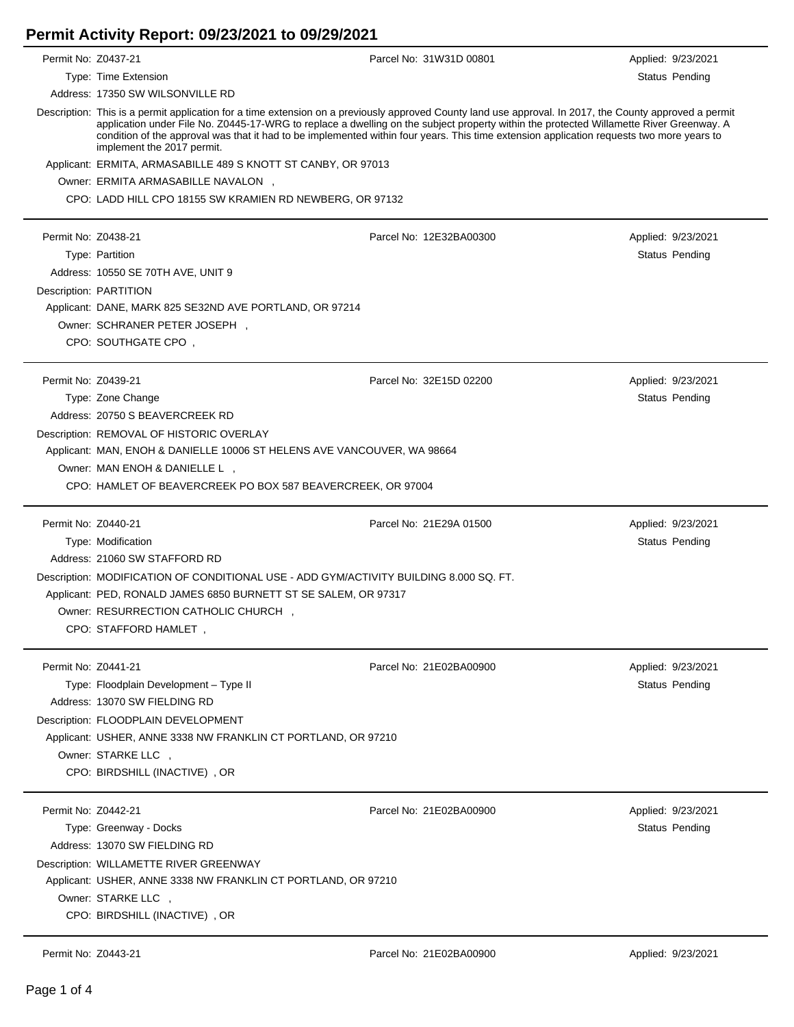# Permit Activity Report: 09/23/2021 to 09/29/2021

Permit No: Z0437-21 | Parcel No: 31W31D 00801 | Applied: 9/23/2021

Type: Time Extension | Status Pending

Address: 17350 SW WILSONVILLE RD

Description: This is a permit application for a time extension on a previously approved County land use approval. In 2017, the County approved a permit application under File No. Z0445-17-WRG to replace a dwelling on the subject property within the protected Willamette River Greenway. A condition of the approval was that it had to be implemented within four years. This time extension application requests two more years to implement the 2017 permit.

Applicant: ERMITA, ARMASABILLE 489 S KNOTT ST CANBY, OR 97013

Owner: ERMITA ARMASABILLE NAVALON ,

CPO: LADD HILL CPO 18155 SW KRAMIEN RD NEWBERG, OR 97132

---

Permit No: Z0438-21 | Parcel No: 12E32BA00300 | Applied: 9/23/2021

Type: Partition | Status Pending

Address: 10550 SE 70TH AVE, UNIT 9

Description: PARTITION

Applicant: DANE, MARK 825 SE32ND AVE PORTLAND, OR 97214

Owner: SCHRANER PETER JOSEPH ,

CPO: SOUTHGATE CPO ,

---

Permit No: Z0439-21 | Parcel No: 32E15D 02200 | Applied: 9/23/2021

Type: Zone Change | Status Pending

Address: 20750 S BEAVERCREEK RD

Description: REMOVAL OF HISTORIC OVERLAY

Applicant: MAN, ENOH & DANIELLE 10006 ST HELENS AVE VANCOUVER, WA 98664

Owner: MAN ENOH & DANIELLE L ,

CPO: HAMLET OF BEAVERCREEK PO BOX 587 BEAVERCREEK, OR 97004

---

Permit No: Z0440-21 | Parcel No: 21E29A 01500 | Applied: 9/23/2021

Type: Modification | Status Pending

Address: 21060 SW STAFFORD RD

Description: MODIFICATION OF CONDITIONAL USE - ADD GYM/ACTIVITY BUILDING 8.000 SQ. FT.

Applicant: PED, RONALD JAMES 6850 BURNETT ST SE SALEM, OR 97317

Owner: RESURRECTION CATHOLIC CHURCH ,

CPO: STAFFORD HAMLET ,

---

Permit No: Z0441-21 | Parcel No: 21E02BA00900 | Applied: 9/23/2021

Type: Floodplain Development – Type II | Status Pending

Address: 13070 SW FIELDING RD

Description: FLOODPLAIN DEVELOPMENT

Applicant: USHER, ANNE 3338 NW FRANKLIN CT PORTLAND, OR 97210

Owner: STARKE LLC ,

CPO: BIRDSHILL (INACTIVE) , OR

---

Permit No: Z0442-21 | Parcel No: 21E02BA00900 | Applied: 9/23/2021

Type: Greenway - Docks | Status Pending

Address: 13070 SW FIELDING RD

Description: WILLAMETTE RIVER GREENWAY

Applicant: USHER, ANNE 3338 NW FRANKLIN CT PORTLAND, OR 97210

Owner: STARKE LLC ,

CPO: BIRDSHILL (INACTIVE) , OR

---

Permit No: Z0443-21 | Parcel No: 21E02BA00900 | Applied: 9/23/2021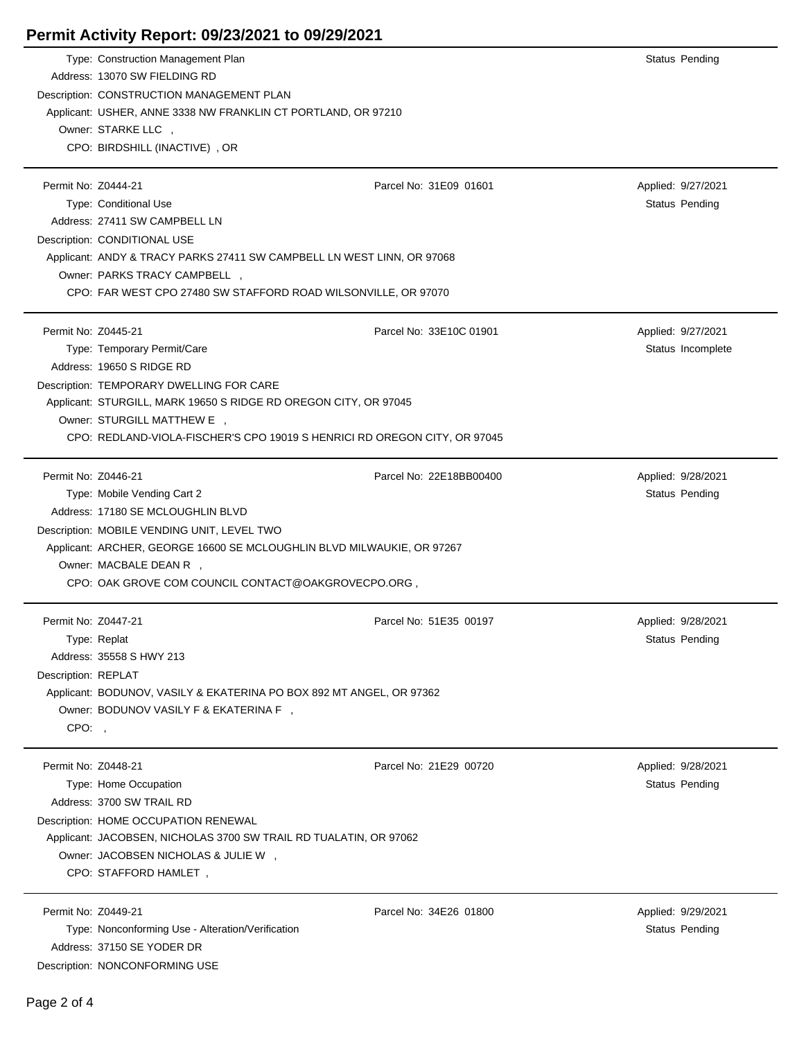# Permit Activity Report: 09/23/2021 to 09/29/2021

Type: Construction Management Plan  
Status: Pending  
Address: 13070 SW FIELDING RD  
Description: CONSTRUCTION MANAGEMENT PLAN  
Applicant: USHER, ANNE 3338 NW FRANKLIN CT PORTLAND, OR 97210  
Owner: STARKE LLC ,  
CPO: BIRDSHILL (INACTIVE) , OR

---

Permit No: Z0444-21  
Parcel No: 31E09 01601  
Applied: 9/27/2021  
Type: Conditional Use  
Status: Pending  
Address: 27411 SW CAMPBELL LN  
Description: CONDITIONAL USE  
Applicant: ANDY & TRACY PARKS 27411 SW CAMPBELL LN WEST LINN, OR 97068  
Owner: PARKS TRACY CAMPBELL ,  
CPO: FAR WEST CPO 27480 SW STAFFORD ROAD WILSONVILLE, OR 97070

---

Permit No: Z0445-21  
Parcel No: 33E10C 01901  
Applied: 9/27/2021  
Type: Temporary Permit/Care  
Status: Incomplete  
Address: 19650 S RIDGE RD  
Description: TEMPORARY DWELLING FOR CARE  
Applicant: STURGILL, MARK 19650 S RIDGE RD OREGON CITY, OR 97045  
Owner: STURGILL MATTHEW E ,  
CPO: REDLAND-VIOLA-FISCHER'S CPO 19019 S HENRICI RD OREGON CITY, OR 97045

---

Permit No: Z0446-21  
Parcel No: 22E18BB00400  
Applied: 9/28/2021  
Type: Mobile Vending Cart 2  
Status: Pending  
Address: 17180 SE MCLOUGHLIN BLVD  
Description: MOBILE VENDING UNIT, LEVEL TWO  
Applicant: ARCHER, GEORGE 16600 SE MCLOUGHLIN BLVD MILWAUKIE, OR 97267  
Owner: MACBALE DEAN R ,  
CPO: OAK GROVE COM COUNCIL CONTACT@OAKGROVECPO.ORG ,

---

Permit No: Z0447-21  
Parcel No: 51E35 00197  
Applied: 9/28/2021  
Type: Replat  
Status: Pending  
Address: 35558 S HWY 213  
Description: REPLAT  
Applicant: BODUNOV, VASILY & EKATERINA PO BOX 892 MT ANGEL, OR 97362  
Owner: BODUNOV VASILY F & EKATERINA F ,  
CPO: ,

---

Permit No: Z0448-21  
Parcel No: 21E29 00720  
Applied: 9/28/2021  
Type: Home Occupation  
Status: Pending  
Address: 3700 SW TRAIL RD  
Description: HOME OCCUPATION RENEWAL  
Applicant: JACOBSEN, NICHOLAS 3700 SW TRAIL RD TUALATIN, OR 97062  
Owner: JACOBSEN NICHOLAS & JULIE W ,  
CPO: STAFFORD HAMLET ,

---

Permit No: Z0449-21  
Parcel No: 34E26 01800  
Applied: 9/29/2021  
Type: Nonconforming Use - Alteration/Verification  
Status: Pending  
Address: 37150 SE YODER DR  
Description: NONCONFORMING USE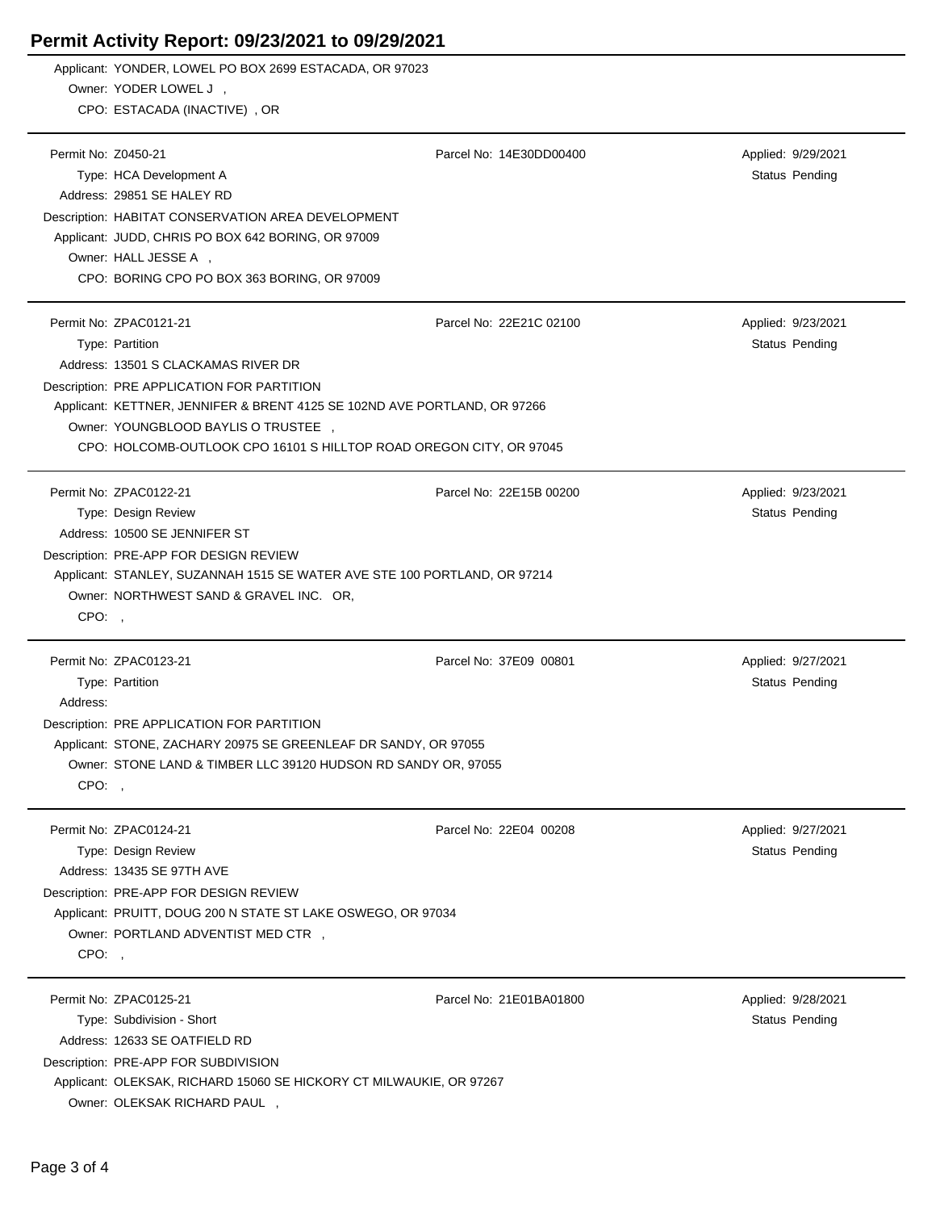# Permit Activity Report: 09/23/2021 to 09/29/2021

Applicant: YONDER, LOWEL PO BOX 2699 ESTACADA, OR 97023
Owner: YODER LOWEL J ,
CPO: ESTACADA (INACTIVE) , OR

---

Permit No: Z0450-21 | Parcel No: 14E30DD00400 | Applied: 9/29/2021
Type: HCA Development A | Status Pending
Address: 29851 SE HALEY RD
Description: HABITAT CONSERVATION AREA DEVELOPMENT
Applicant: JUDD, CHRIS PO BOX 642 BORING, OR 97009
Owner: HALL JESSE A ,
CPO: BORING CPO PO BOX 363 BORING, OR 97009

---

Permit No: ZPAC0121-21 | Parcel No: 22E21C 02100 | Applied: 9/23/2021
Type: Partition | Status Pending
Address: 13501 S CLACKAMAS RIVER DR
Description: PRE APPLICATION FOR PARTITION
Applicant: KETTNER, JENNIFER & BRENT 4125 SE 102ND AVE PORTLAND, OR 97266
Owner: YOUNGBLOOD BAYLIS O TRUSTEE ,
CPO: HOLCOMB-OUTLOOK CPO 16101 S HILLTOP ROAD OREGON CITY, OR 97045

---

Permit No: ZPAC0122-21 | Parcel No: 22E15B 00200 | Applied: 9/23/2021
Type: Design Review | Status Pending
Address: 10500 SE JENNIFER ST
Description: PRE-APP FOR DESIGN REVIEW
Applicant: STANLEY, SUZANNAH 1515 SE WATER AVE STE 100 PORTLAND, OR 97214
Owner: NORTHWEST SAND & GRAVEL INC. OR,
CPO: ,

---

Permit No: ZPAC0123-21 | Parcel No: 37E09 00801 | Applied: 9/27/2021
Type: Partition | Status Pending
Address:
Description: PRE APPLICATION FOR PARTITION
Applicant: STONE, ZACHARY 20975 SE GREENLEAF DR SANDY, OR 97055
Owner: STONE LAND & TIMBER LLC 39120 HUDSON RD SANDY OR, 97055
CPO: ,

---

Permit No: ZPAC0124-21 | Parcel No: 22E04 00208 | Applied: 9/27/2021
Type: Design Review | Status Pending
Address: 13435 SE 97TH AVE
Description: PRE-APP FOR DESIGN REVIEW
Applicant: PRUITT, DOUG 200 N STATE ST LAKE OSWEGO, OR 97034
Owner: PORTLAND ADVENTIST MED CTR ,
CPO: ,

---

Permit No: ZPAC0125-21 | Parcel No: 21E01BA01800 | Applied: 9/28/2021
Type: Subdivision - Short | Status Pending
Address: 12633 SE OATFIELD RD
Description: PRE-APP FOR SUBDIVISION
Applicant: OLEKSAK, RICHARD 15060 SE HICKORY CT MILWAUKIE, OR 97267
Owner: OLEKSAK RICHARD PAUL ,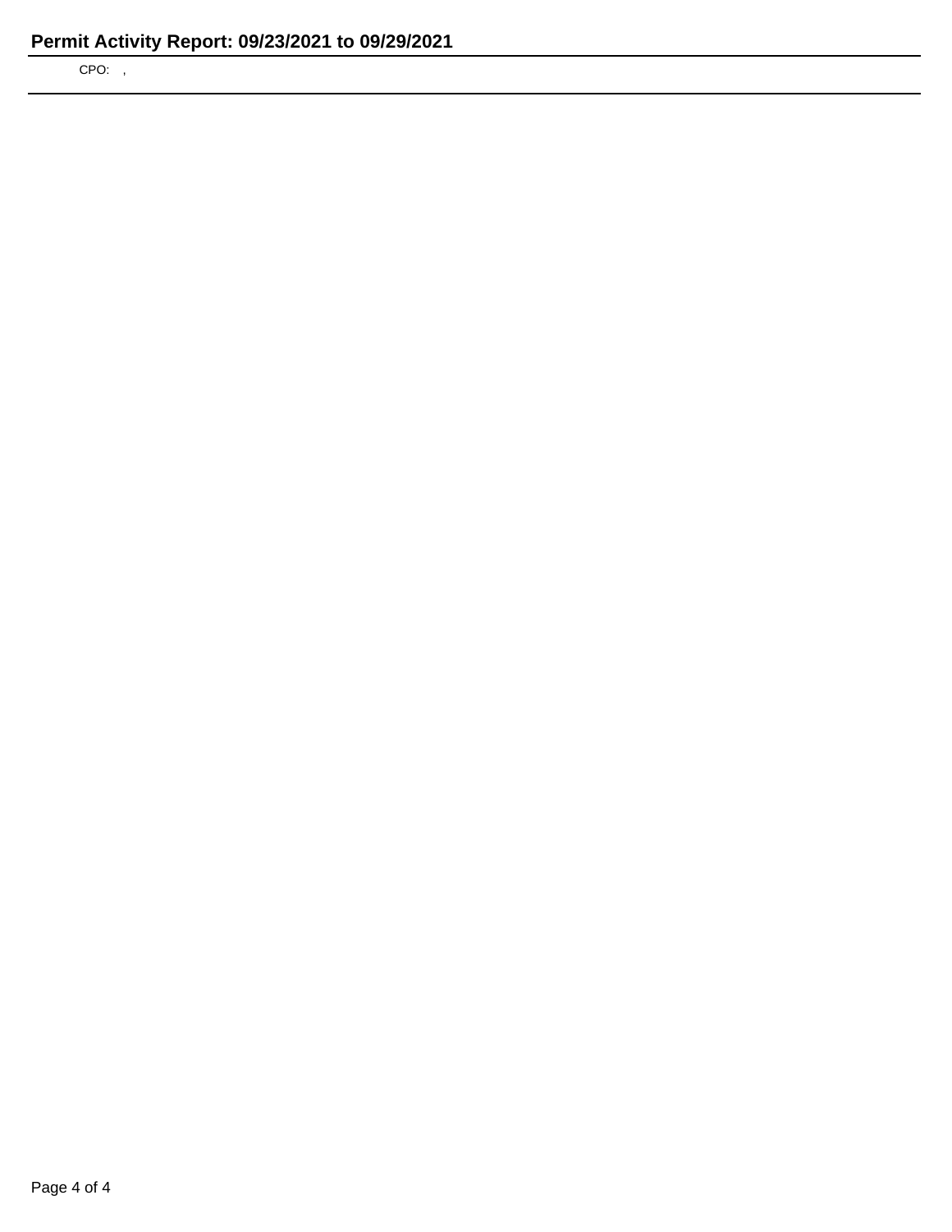# Permit Activity Report: 09/23/2021 to 09/29/2021

CPO: ,